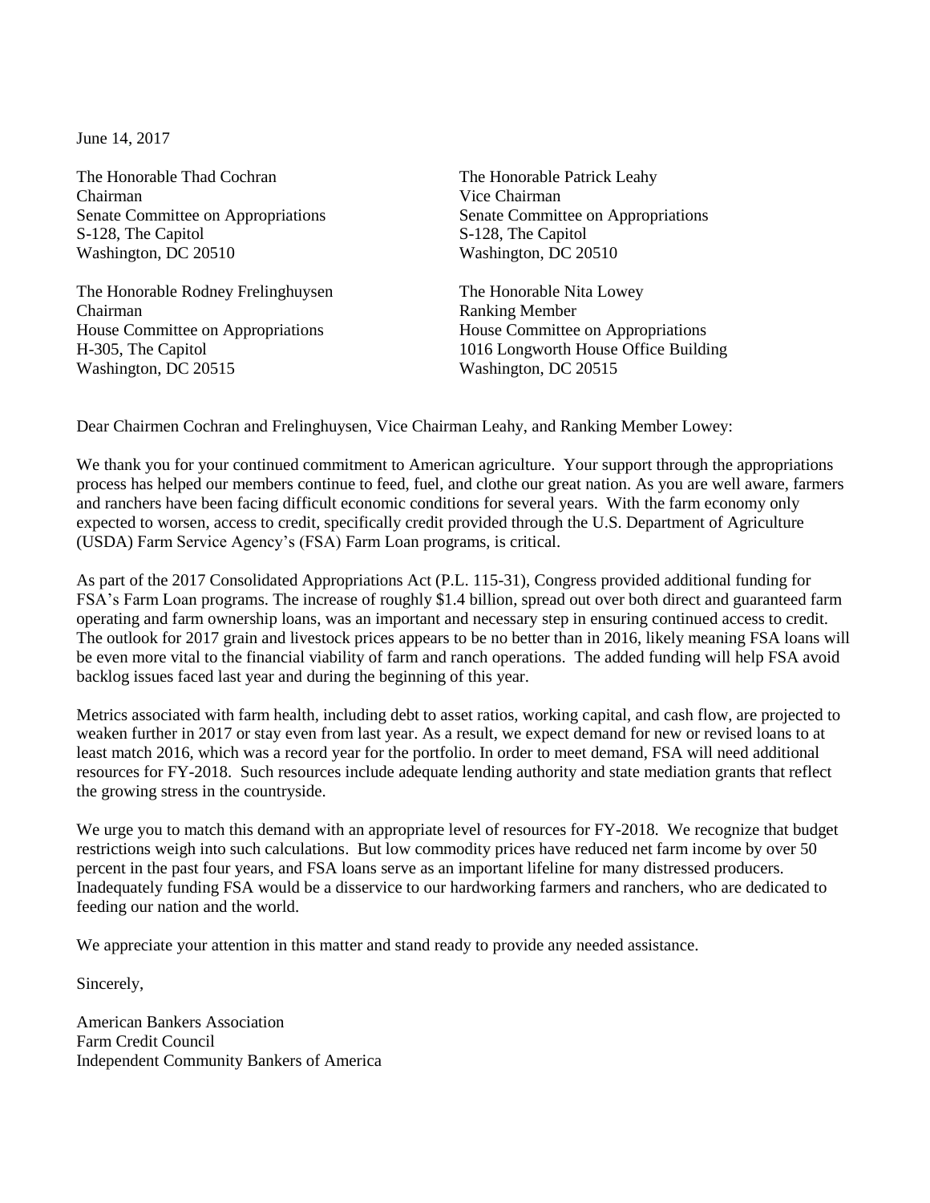June 14, 2017

The Honorable Thad Cochran
Chairman
Senate Committee on Appropriations
S-128, The Capitol
Washington, DC 20510

The Honorable Patrick Leahy
Vice Chairman
Senate Committee on Appropriations
S-128, The Capitol
Washington, DC 20510

The Honorable Rodney Frelinghuysen
Chairman
House Committee on Appropriations
H-305, The Capitol
Washington, DC 20515

The Honorable Nita Lowey
Ranking Member
House Committee on Appropriations
1016 Longworth House Office Building
Washington, DC 20515

Dear Chairmen Cochran and Frelinghuysen, Vice Chairman Leahy, and Ranking Member Lowey:

We thank you for your continued commitment to American agriculture. Your support through the appropriations process has helped our members continue to feed, fuel, and clothe our great nation. As you are well aware, farmers and ranchers have been facing difficult economic conditions for several years. With the farm economy only expected to worsen, access to credit, specifically credit provided through the U.S. Department of Agriculture (USDA) Farm Service Agency's (FSA) Farm Loan programs, is critical.

As part of the 2017 Consolidated Appropriations Act (P.L. 115-31), Congress provided additional funding for FSA's Farm Loan programs. The increase of roughly $1.4 billion, spread out over both direct and guaranteed farm operating and farm ownership loans, was an important and necessary step in ensuring continued access to credit. The outlook for 2017 grain and livestock prices appears to be no better than in 2016, likely meaning FSA loans will be even more vital to the financial viability of farm and ranch operations. The added funding will help FSA avoid backlog issues faced last year and during the beginning of this year.

Metrics associated with farm health, including debt to asset ratios, working capital, and cash flow, are projected to weaken further in 2017 or stay even from last year. As a result, we expect demand for new or revised loans to at least match 2016, which was a record year for the portfolio. In order to meet demand, FSA will need additional resources for FY-2018. Such resources include adequate lending authority and state mediation grants that reflect the growing stress in the countryside.

We urge you to match this demand with an appropriate level of resources for FY-2018. We recognize that budget restrictions weigh into such calculations. But low commodity prices have reduced net farm income by over 50 percent in the past four years, and FSA loans serve as an important lifeline for many distressed producers. Inadequately funding FSA would be a disservice to our hardworking farmers and ranchers, who are dedicated to feeding our nation and the world.

We appreciate your attention in this matter and stand ready to provide any needed assistance.

Sincerely,

American Bankers Association
Farm Credit Council
Independent Community Bankers of America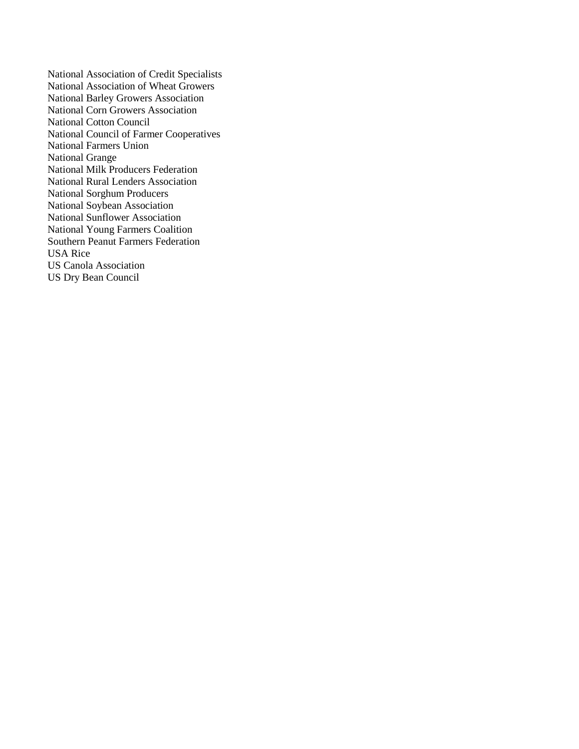National Association of Credit Specialists
National Association of Wheat Growers
National Barley Growers Association
National Corn Growers Association
National Cotton Council
National Council of Farmer Cooperatives
National Farmers Union
National Grange
National Milk Producers Federation
National Rural Lenders Association
National Sorghum Producers
National Soybean Association
National Sunflower Association
National Young Farmers Coalition
Southern Peanut Farmers Federation
USA Rice
US Canola Association
US Dry Bean Council